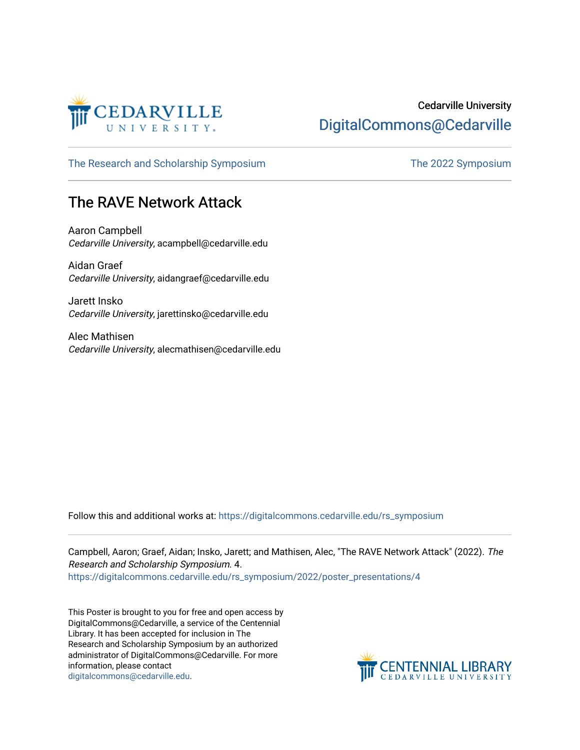Cedarville University

DigitalCommons@Cedarville

The Research and Scholarship Symposium

The 2022 Symposium

# The RAVE Network Attack

Aaron Campbell
*Cedarville University*, acampbell@cedarville.edu

Aidan Graef
*Cedarville University*, aidangraef@cedarville.edu

Jarett Insko
*Cedarville University*, jarettinsko@cedarville.edu

Alec Mathisen
*Cedarville University*, alecmathisen@cedarville.edu

Follow this and additional works at: https://digitalcommons.cedarville.edu/rs_symposium

Campbell, Aaron; Graef, Aidan; Insko, Jarett; and Mathisen, Alec, "The RAVE Network Attack" (2022). *The Research and Scholarship Symposium*. 4.
https://digitalcommons.cedarville.edu/rs_symposium/2022/poster_presentations/4

This Poster is brought to you for free and open access by DigitalCommons@Cedarville, a service of the Centennial Library. It has been accepted for inclusion in The Research and Scholarship Symposium by an authorized administrator of DigitalCommons@Cedarville. For more information, please contact digitalcommons@cedarville.edu.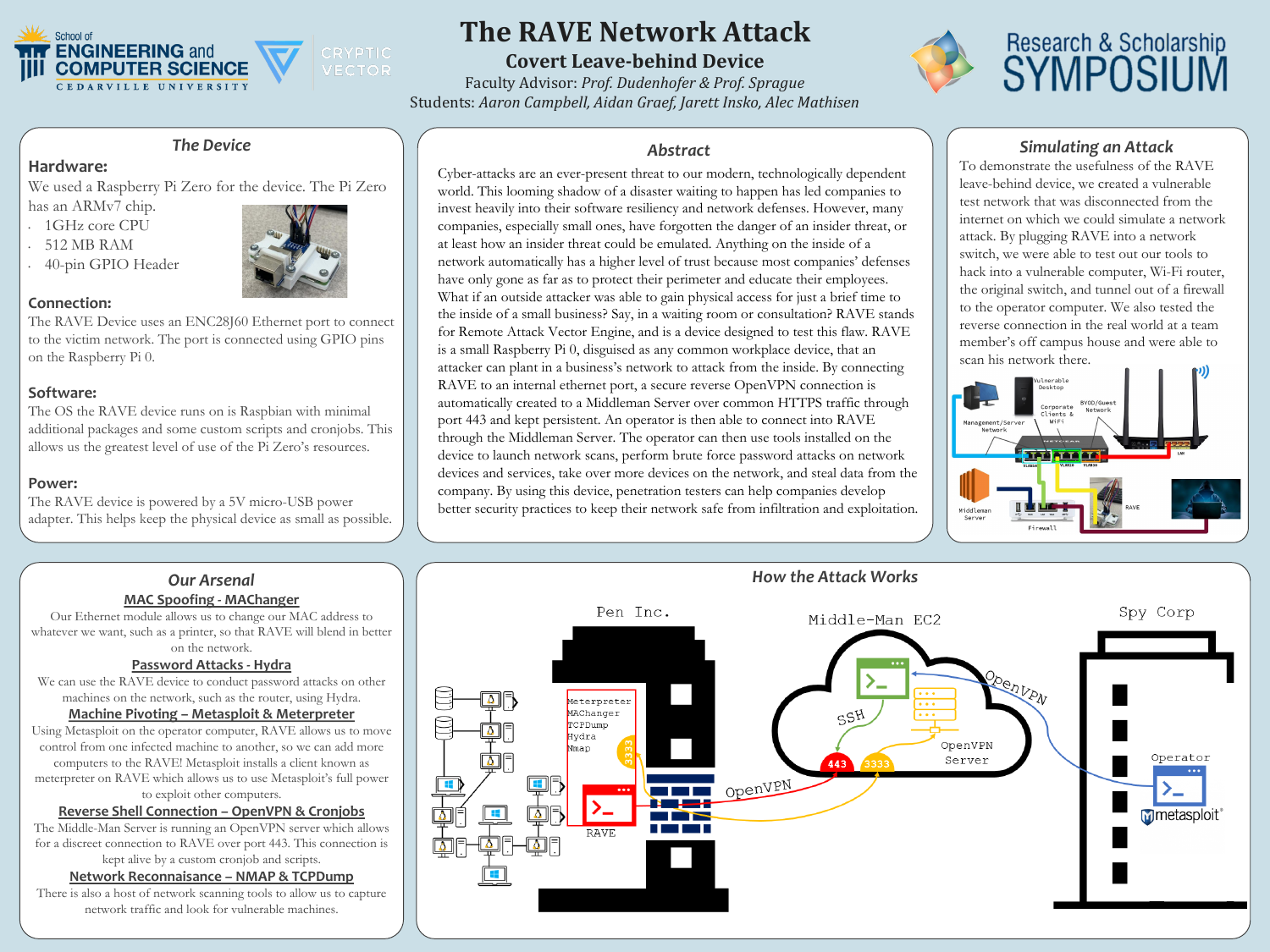# The RAVE Network Attack

## Covert Leave-behind Device

Faculty Advisor: *Prof. Dudenhofer & Prof. Sprague*

Students: *Aaron Campbell, Aidan Graef, Jarett Insko, Alec Mathisen*

School of ENGINEERING and COMPUTER SCIENCE — CEDARVILLE UNIVERSITY

CRYPTIC VECTOR

Research & Scholarship SYMPOSIUM

## *The Device*

**Hardware:**

We used a Raspberry Pi Zero for the device. The Pi Zero has an ARMv7 chip.

- 1GHz core CPU
- 512 MB RAM
- 40-pin GPIO Header

**Connection:**

The RAVE Device uses an ENC28J60 Ethernet port to connect to the victim network. The port is connected using GPIO pins on the Raspberry Pi 0.

**Software:**

The OS the RAVE device runs on is Raspbian with minimal additional packages and some custom scripts and cronjobs. This allows us the greatest level of use of the Pi Zero's resources.

**Power:**

The RAVE device is powered by a 5V micro-USB power adapter. This helps keep the physical device as small as possible.

## *Abstract*

Cyber-attacks are an ever-present threat to our modern, technologically dependent world. This looming shadow of a disaster waiting to happen has led companies to invest heavily into their software resiliency and network defenses. However, many companies, especially small ones, have forgotten the danger of an insider threat, or at least how an insider threat could be emulated. Anything on the inside of a network automatically has a higher level of trust because most companies' defenses have only gone as far as to protect their perimeter and educate their employees. What if an outside attacker was able to gain physical access for just a brief time to the inside of a small business? Say, in a waiting room or consultation? RAVE stands for Remote Attack Vector Engine, and is a device designed to test this flaw. RAVE is a small Raspberry Pi 0, disguised as any common workplace device, that an attacker can plant in a business's network to attack from the inside. By connecting RAVE to an internal ethernet port, a secure reverse OpenVPN connection is automatically created to a Middleman Server over common HTTPS traffic through port 443 and kept persistent. An operator is then able to connect into RAVE through the Middleman Server. The operator can then use tools installed on the device to launch network scans, perform brute force password attacks on network devices and services, take over more devices on the network, and steal data from the company. By using this device, penetration testers can help companies develop better security practices to keep their network safe from infiltration and exploitation.

## *Simulating an Attack*

To demonstrate the usefulness of the RAVE leave-behind device, we created a vulnerable test network that was disconnected from the internet on which we could simulate a network attack. By plugging RAVE into a network switch, we were able to test out our tools to hack into a vulnerable computer, Wi-Fi router, the original switch, and tunnel out of a firewall to the operator computer. We also tested the reverse connection in the real world at a team member's off campus house and were able to scan his network there.

Vulnerable Desktop
Management/Server Network
Corporate Clients & WiFi
BYOD/Guest Network
VLAN20 VLAN10 VLAN30
LAN
Middleman Server
Firewall
RAVE

## *Our Arsenal*

**MAC Spoofing - MAChanger**

Our Ethernet module allows us to change our MAC address to whatever we want, such as a printer, so that RAVE will blend in better on the network.

**Password Attacks - Hydra**

We can use the RAVE device to conduct password attacks on other machines on the network, such as the router, using Hydra.

**Machine Pivoting – Metasploit & Meterpreter**

Using Metasploit on the operator computer, RAVE allows us to move control from one infected machine to another, so we can add more computers to the RAVE! Metasploit installs a client known as meterpreter on RAVE which allows us to use Metasploit's full power to exploit other computers.

**Reverse Shell Connection – OpenVPN & Cronjobs**

The Middle-Man Server is running an OpenVPN server which allows for a discreet connection to RAVE over port 443. This connection is kept alive by a custom cronjob and scripts.

**Network Reconnaissance – NMAP & TCPDump**

There is also a host of network scanning tools to allow us to capture network traffic and look for vulnerable machines.

## *How the Attack Works*

Pen Inc.
Meterpreter
MAChanger
TCPDump
Hydra
Nmap
3333
RAVE
OpenVPN
Middle-Man EC2
SSH
443
3333
OpenVPN Server
OpenVPN
Spy Corp
Operator
metasploit